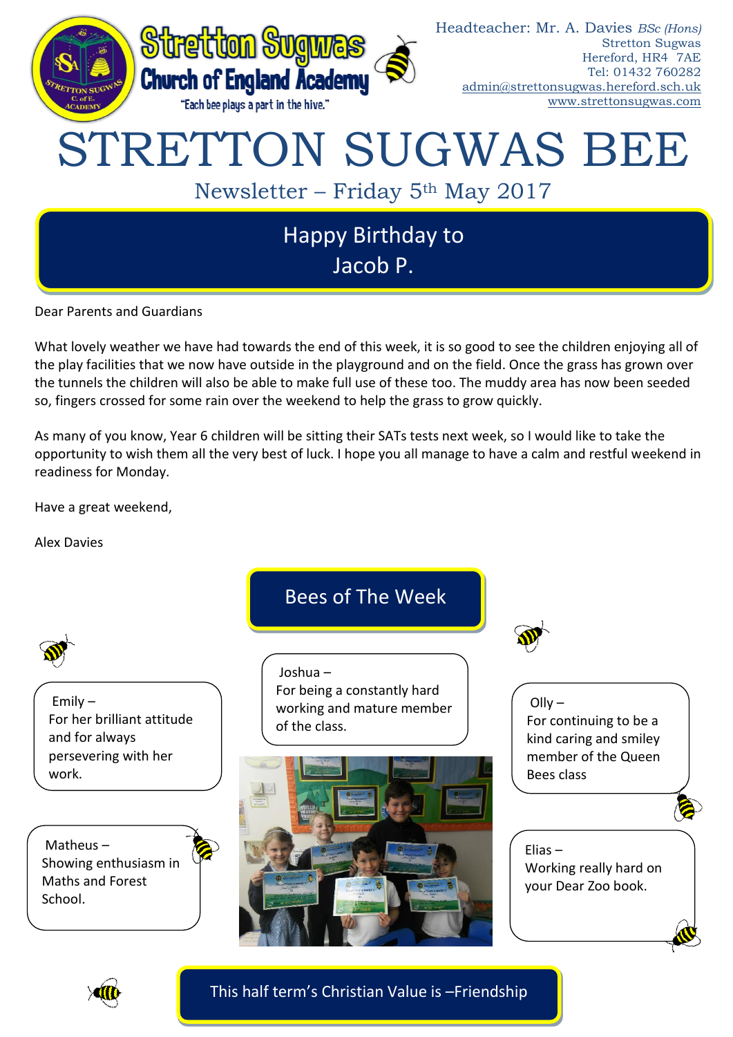**Stretton Sugwas Church of England Academy**

"Each bee plays a part in the hive."

Headteacher: Mr. A. Davies *BSc (Hons)*
Stretton Sugwas
Hereford, HR4 7AE
Tel: 01432 760282
admin@strettonsugwas.hereford.sch.uk
www.strettonsugwas.com

# STRETTON SUGWAS BEE

Newsletter – Friday 5th May 2017

## Happy Birthday to Jacob P.

Dear Parents and Guardians

What lovely weather we have had towards the end of this week, it is so good to see the children enjoying all of the play facilities that we now have outside in the playground and on the field. Once the grass has grown over the tunnels the children will also be able to make full use of these too. The muddy area has now been seeded so, fingers crossed for some rain over the weekend to help the grass to grow quickly.

As many of you know, Year 6 children will be sitting their SATs tests next week, so I would like to take the opportunity to wish them all the very best of luck. I hope you all manage to have a calm and restful weekend in readiness for Monday.

Have a great weekend,

Alex Davies

## Bees of The Week

Emily – For her brilliant attitude and for always persevering with her work.

Joshua – For being a constantly hard working and mature member of the class.

Olly – For continuing to be a kind caring and smiley member of the Queen Bees class

Matheus – Showing enthusiasm in Maths and Forest School.

Elias – Working really hard on your Dear Zoo book.

## This half term's Christian Value is –Friendship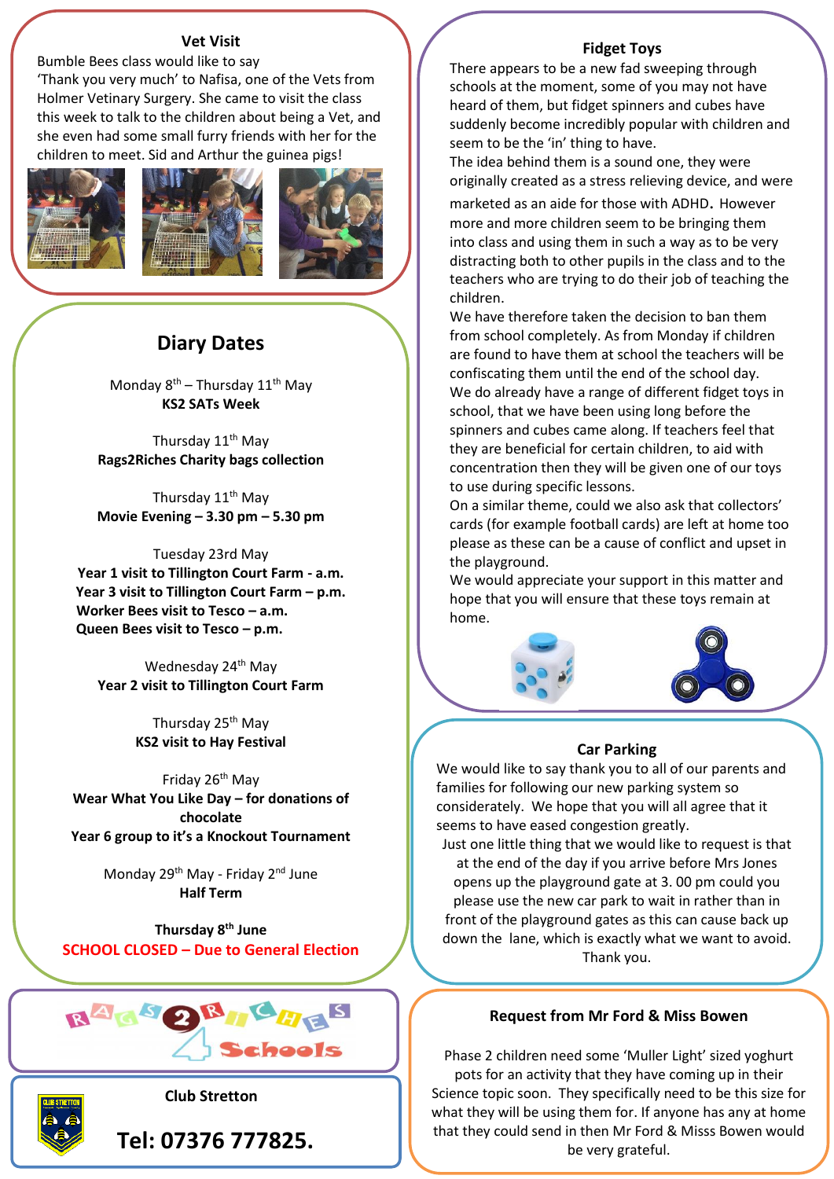## Vet Visit

Bumble Bees class would like to say 'Thank you very much' to Nafisa, one of the Vets from Holmer Vetinary Surgery. She came to visit the class this week to talk to the children about being a Vet, and she even had some small furry friends with her for the children to meet. Sid and Arthur the guinea pigs!

## Diary Dates

Monday 8th – Thursday 11th May
**KS2 SATs Week**

Thursday 11th May
**Rags2Riches Charity bags collection**

Thursday 11th May
**Movie Evening – 3.30 pm – 5.30 pm**

Tuesday 23rd May
**Year 1 visit to Tillington Court Farm - a.m.**
**Year 3 visit to Tillington Court Farm – p.m.**
**Worker Bees visit to Tesco – a.m.**
**Queen Bees visit to Tesco – p.m.**

Wednesday 24th May
**Year 2 visit to Tillington Court Farm**

Thursday 25th May
**KS2 visit to Hay Festival**

Friday 26th May
**Wear What You Like Day – for donations of chocolate**
**Year 6 group to it's a Knockout Tournament**

Monday 29th May - Friday 2nd June
**Half Term**

**Thursday 8th June**
**SCHOOL CLOSED – Due to General Election**

RAGS 2 RICHES 4 Schools

**Club Stretton**

**Tel: 07376 777825.**

## Fidget Toys

There appears to be a new fad sweeping through schools at the moment, some of you may not have heard of them, but fidget spinners and cubes have suddenly become incredibly popular with children and seem to be the 'in' thing to have.

The idea behind them is a sound one, they were originally created as a stress relieving device, and were marketed as an aide for those with ADHD. However more and more children seem to be bringing them into class and using them in such a way as to be very distracting both to other pupils in the class and to the teachers who are trying to do their job of teaching the children.

We have therefore taken the decision to ban them from school completely. As from Monday if children are found to have them at school the teachers will be confiscating them until the end of the school day.

We do already have a range of different fidget toys in school, that we have been using long before the spinners and cubes came along. If teachers feel that they are beneficial for certain children, to aid with concentration then they will be given one of our toys to use during specific lessons.

On a similar theme, could we also ask that collectors' cards (for example football cards) are left at home too please as these can be a cause of conflict and upset in the playground.

We would appreciate your support in this matter and hope that you will ensure that these toys remain at home.

## Car Parking

We would like to say thank you to all of our parents and families for following our new parking system so considerately. We hope that you will all agree that it seems to have eased congestion greatly.

Just one little thing that we would like to request is that at the end of the day if you arrive before Mrs Jones opens up the playground gate at 3. 00 pm could you please use the new car park to wait in rather than in front of the playground gates as this can cause back up down the lane, which is exactly what we want to avoid. Thank you.

## Request from Mr Ford & Miss Bowen

Phase 2 children need some 'Muller Light' sized yoghurt pots for an activity that they have coming up in their Science topic soon. They specifically need to be this size for what they will be using them for. If anyone has any at home that they could send in then Mr Ford & Misss Bowen would be very grateful.